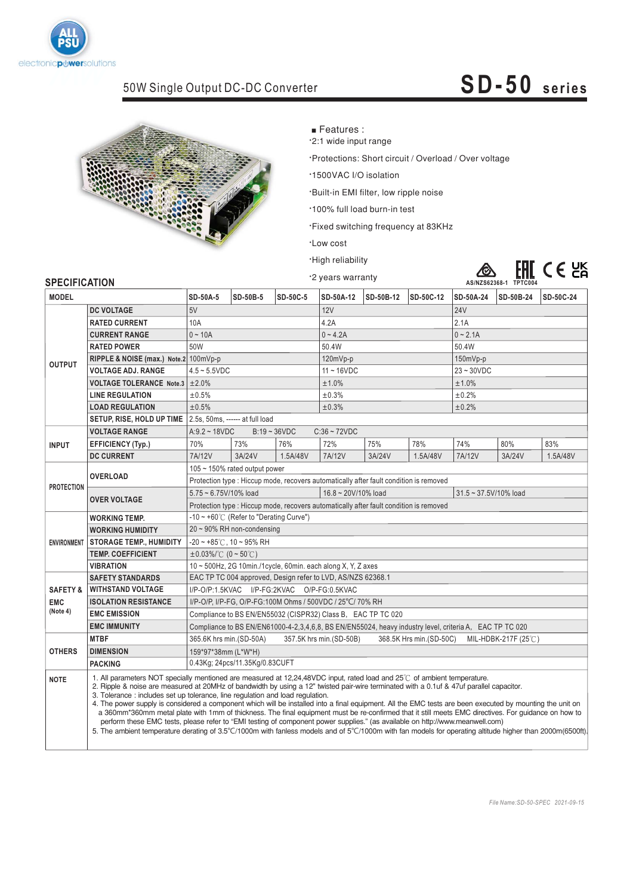# 50W Single Output DC-DC Converter

# SD-50 series

■ Features :

- 2:1 wide input range
- Protections: Short circuit / Overload / Over voltage
- 1500VAC I/O isolation
- Built-in EMI filter, low ripple noise
- 100% full load burn-in test
- Fixed switching frequency at 83KHz
- Low cost
- High reliability
- 2 years warranty

AS/NZS62368-1 TPTC004

## SPECIFICATION

| MODEL | | SD-50A-5 | SD-50B-5 | SD-50C-5 | SD-50A-12 | SD-50B-12 | SD-50C-12 | SD-50A-24 | SD-50B-24 | SD-50C-24 |
|---|---|---|---|---|---|---|---|---|---|---|
| OUTPUT | DC VOLTAGE | 5V | | | 12V | | | 24V | | |
| | RATED CURRENT | 10A | | | 4.2A | | | 2.1A | | |
| | CURRENT RANGE | 0 ~ 10A | | | 0 ~ 4.2A | | | 0 ~ 2.1A | | |
| | RATED POWER | 50W | | | 50.4W | | | 50.4W | | |
| | RIPPLE & NOISE (max.) Note.2 | 100mVp-p | | | 120mVp-p | | | 150mVp-p | | |
| | VOLTAGE ADJ. RANGE | 4.5 ~ 5.5VDC | | | 11 ~ 16VDC | | | 23 ~ 30VDC | | |
| | VOLTAGE TOLERANCE Note.3 | ±2.0% | | | ±1.0% | | | ±1.0% | | |
| | LINE REGULATION | ±0.5% | | | ±0.3% | | | ±0.2% | | |
| | LOAD REGULATION | ±0.5% | | | ±0.3% | | | ±0.2% | | |
| | SETUP, RISE, HOLD UP TIME | 2.5s, 50ms, ------ at full load | | | | | | | | |
| INPUT | VOLTAGE RANGE | A:9.2 ~ 18VDC  B:19 ~ 36VDC  C:36 ~ 72VDC | | | | | | | | |
| | EFFICIENCY (Typ.) | 70% | 73% | 76% | 72% | 75% | 78% | 74% | 80% | 83% |
| | DC CURRENT | 7A/12V | 3A/24V | 1.5A/48V | 7A/12V | 3A/24V | 1.5A/48V | 7A/12V | 3A/24V | 1.5A/48V |
| PROTECTION | OVERLOAD | 105 ~ 150% rated output power | | | | | | | | |
| | | Protection type : Hiccup mode, recovers automatically after fault condition is removed | | | | | | | | |
| | OVER VOLTAGE | 5.75 ~ 6.75V/10% load | | | 16.8 ~ 20V/10% load | | | 31.5 ~ 37.5V/10% load | | |
| | | Protection type : Hiccup mode, recovers automatically after fault condition is removed | | | | | | | | |
| ENVIRONMENT | WORKING TEMP. | -10 ~ +60℃ (Refer to "Derating Curve") | | | | | | | | |
| | WORKING HUMIDITY | 20 ~ 90% RH non-condensing | | | | | | | | |
| | STORAGE TEMP., HUMIDITY | -20 ~ +85℃, 10 ~ 95% RH | | | | | | | | |
| | TEMP. COEFFICIENT | ±0.03%/℃ (0 ~ 50℃) | | | | | | | | |
| | VIBRATION | 10 ~ 500Hz, 2G 10min./1cycle, 60min. each along X, Y, Z axes | | | | | | | | |
| SAFETY & EMC (Note 4) | SAFETY STANDARDS | EAC TP TC 004 approved, Design refer to LVD, AS/NZS 62368.1 | | | | | | | | |
| | WITHSTAND VOLTAGE | I/P-O/P:1.5KVAC  I/P-FG:2KVAC  O/P-FG:0.5KVAC | | | | | | | | |
| | ISOLATION RESISTANCE | I/P-O/P, I/P-FG, O/P-FG:100M Ohms / 500VDC / 25℃/ 70% RH | | | | | | | | |
| | EMC EMISSION | Compliance to BS EN/EN55032 (CISPR32) Class B, EAC TP TC 020 | | | | | | | | |
| | EMC IMMUNITY | Compliance to BS EN/EN61000-4-2,3,4,6,8, BS EN/EN55024, heavy industry level, criteria A, EAC TP TC 020 | | | | | | | | |
| OTHERS | MTBF | 365.6K hrs min.(SD-50A)  357.5K hrs min.(SD-50B)  368.5K Hrs min.(SD-50C)  MIL-HDBK-217F (25℃) | | | | | | | | |
| | DIMENSION | 159*97*38mm (L*W*H) | | | | | | | | |
| | PACKING | 0.43Kg; 24pcs/11.35Kg/0.83CUFT | | | | | | | | |

**NOTE**

1. All parameters NOT specially mentioned are measured at 12,24,48VDC input, rated load and 25℃ of ambient temperature.
2. Ripple & noise are measured at 20MHz of bandwidth by using a 12" twisted pair-wire terminated with a 0.1uf & 47uf parallel capacitor.
3. Tolerance : includes set up tolerance, line regulation and load regulation.
4. The power supply is considered a component which will be installed into a final equipment. All the EMC tests are been executed by mounting the unit on a 360mm*360mm metal plate with 1mm of thickness. The final equipment must be re-confirmed that it still meets EMC directives. For guidance on how to perform these EMC tests, please refer to "EMI testing of component power supplies." (as available on http://www.meanwell.com)
5. The ambient temperature derating of 3.5℃/1000m with fanless models and of 5℃/1000m with fan models for operating altitude higher than 2000m(6500ft).

*File Name:SD-50-SPEC 2021-09-15*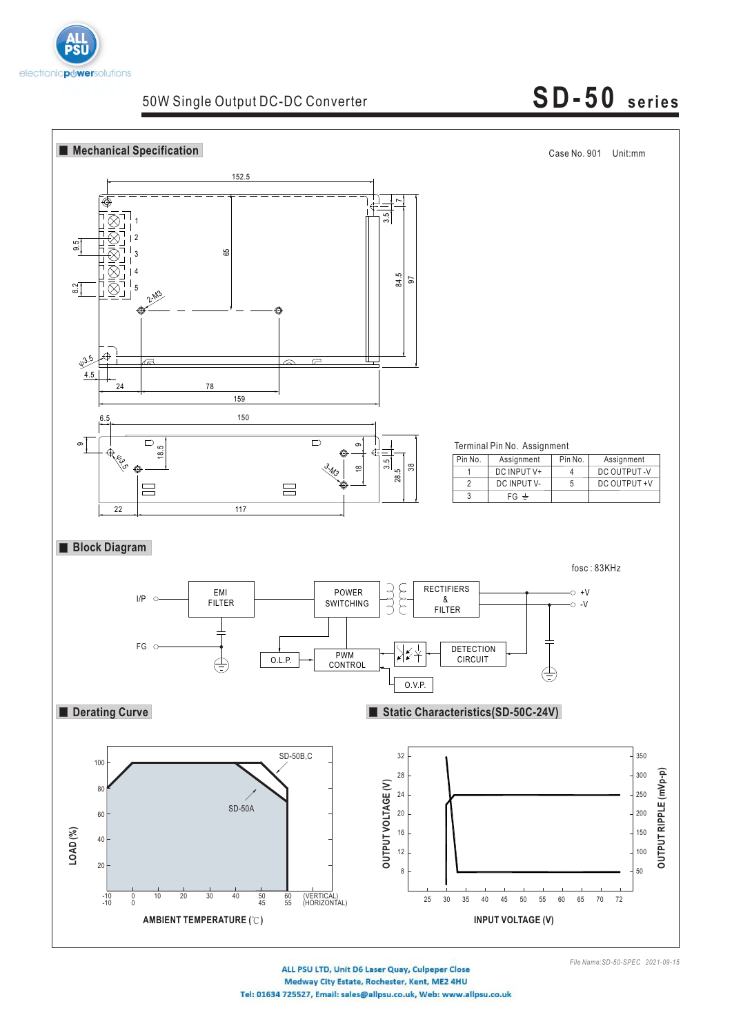50W Single Output DC-DC Converter

# SD-50 series

## Mechanical Specification

Case No. 901 Unit:mm

152.5

65

84.5

97

3.5

7

9.5

8.2

2-M3

ψ3.5

4.5

24

78

159

6.5

150

9

18.5

ψ3.5

3-M3

9

18

3.5

28.5

38

22

117

1 2 3 4 5

Terminal Pin No. Assignment

| Pin No. | Assignment | Pin No. | Assignment |
|---|---|---|---|
| 1 | DC INPUT V+ | 4 | DC OUTPUT -V |
| 2 | DC INPUT V- | 5 | DC OUTPUT +V |
| 3 | FG ⏚ | | |

## Block Diagram

fosc : 83KHz

I/P

FG

EMI FILTER

POWER SWITCHING

RECTIFIERS & FILTER

+V

-V

O.L.P.

PWM CONTROL

DETECTION CIRCUIT

O.V.P.

## Derating Curve

LOAD (%)

100

80

60

40

20

SD-50B,C

SD-50A

-10 -10

0 0

10

20

30

40

50 45

60 55

(VERTICAL) (HORIZONTAL)

AMBIENT TEMPERATURE (℃)

## Static Characteristics(SD-50C-24V)

OUTPUT VOLTAGE (V)

32

28

24

20

16

12

8

OUTPUT RIPPLE (mVp-p)

350

300

250

200

150

100

50

25 30 35 40 45 50 55 60 65 70 72

INPUT VOLTAGE (V)

*File Name:SD-50-SPEC 2021-09-15*

**ALL PSU LTD, Unit D6 Laser Quay, Culpeper Close**
**Medway City Estate, Rochester, Kent, ME2 4HU**
**Tel: 01634 725527, Email: sales@allpsu.co.uk, Web: www.allpsu.co.uk**